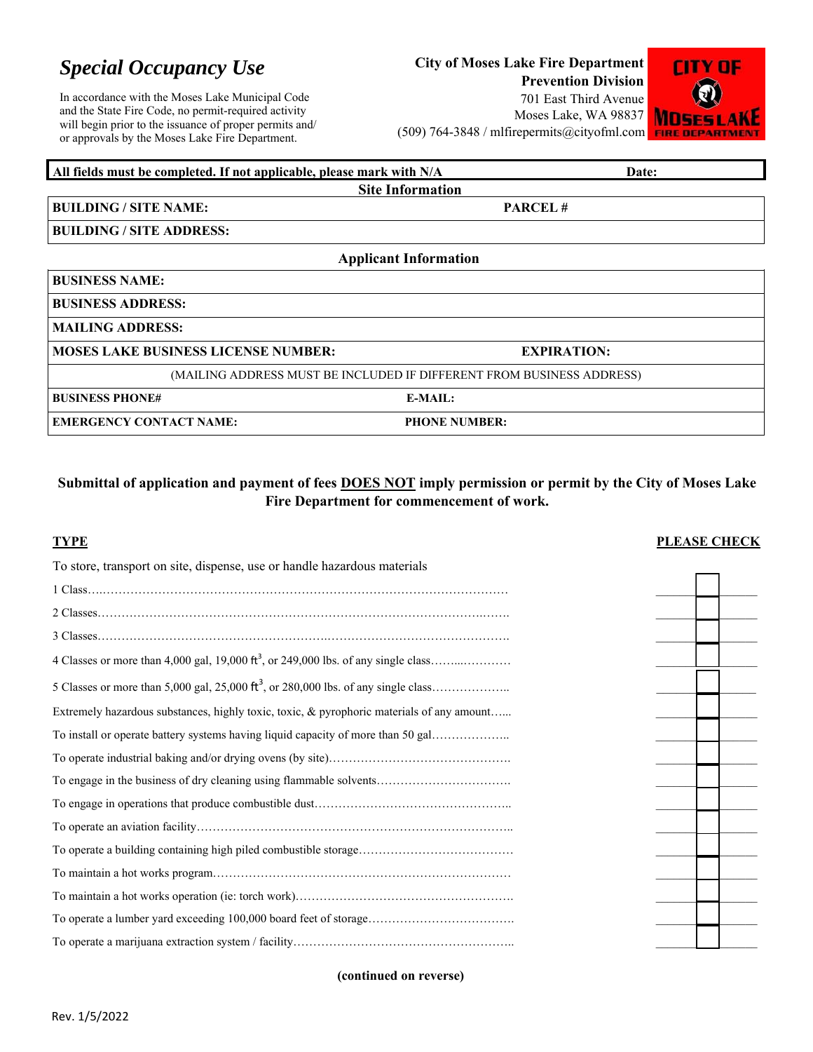# *Special Occupancy Use*

In accordance with the Moses Lake Municipal Code and the State Fire Code, no permit-required activity will begin prior to the issuance of proper permits and/ or approvals by the Moses Lake Fire Department.

**City of Moses Lake Fire Department**
**Prevention Division**
701 East Third Avenue
Moses Lake, WA 98837
(509) 764-3848 / mlfirepermits@cityofml.com

| **All fields must be completed. If not applicable, please mark with N/A** | **Date:** |
|---|---|
| **Site Information** | |
| **BUILDING / SITE NAME:** | **PARCEL #** |
| **BUILDING / SITE ADDRESS:** | |

| **Applicant Information** | |
|---|---|
| **BUSINESS NAME:** | |
| **BUSINESS ADDRESS:** | |
| **MAILING ADDRESS:** | |
| **MOSES LAKE BUSINESS LICENSE NUMBER:** | **EXPIRATION:** |
| (MAILING ADDRESS MUST BE INCLUDED IF DIFFERENT FROM BUSINESS ADDRESS) | |
| **BUSINESS PHONE#** | **E-MAIL:** |
| **EMERGENCY CONTACT NAME:** | **PHONE NUMBER:** |

**Submittal of application and payment of fees <u>DOES NOT</u> imply permission or permit by the City of Moses Lake Fire Department for commencement of work.**

| **<u>TYPE</u>** | **<u>PLEASE CHECK</u>** |
|---|---|
| To store, transport on site, dispense, use or handle hazardous materials | |
| 1 Class | ☐ |
| 2 Classes | ☐ |
| 3 Classes | ☐ |
| 4 Classes or more than 4,000 gal, 19,000 $ft^3$, or 249,000 lbs. of any single class | ☐ |
| 5 Classes or more than 5,000 gal, 25,000 $ft^3$, or 280,000 lbs. of any single class | ☐ |
| Extremely hazardous substances, highly toxic, toxic, & pyrophoric materials of any amount | ☐ |
| To install or operate battery systems having liquid capacity of more than 50 gal | ☐ |
| To operate industrial baking and/or drying ovens (by site) | ☐ |
| To engage in the business of dry cleaning using flammable solvents | ☐ |
| To engage in operations that produce combustible dust | ☐ |
| To operate an aviation facility | ☐ |
| To operate a building containing high piled combustible storage | ☐ |
| To maintain a hot works program | ☐ |
| To maintain a hot works operation (ie: torch work) | ☐ |
| To operate a lumber yard exceeding 100,000 board feet of storage | ☐ |
| To operate a marijuana extraction system / facility | ☐ |

**(continued on reverse)**

Rev. 1/5/2022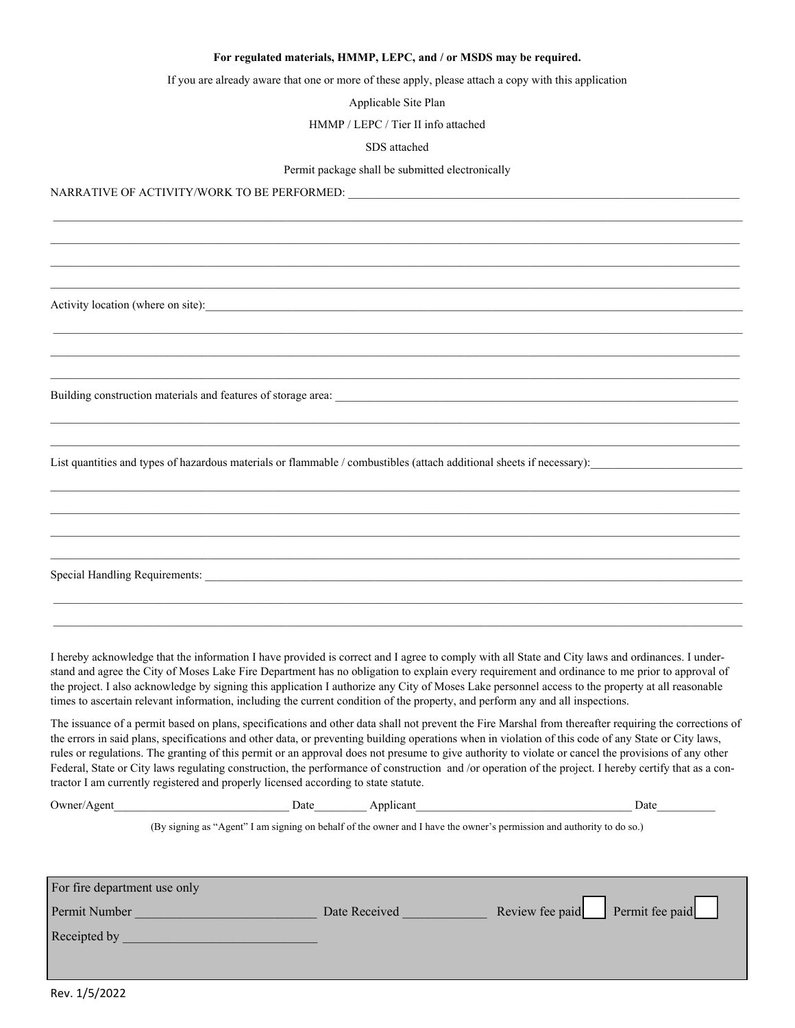**For regulated materials, HMMP, LEPC, and / or MSDS may be required.**

If you are already aware that one or more of these apply, please attach a copy with this application

Applicable Site Plan

HMMP / LEPC / Tier II info attached

SDS attached

Permit package shall be submitted electronically

NARRATIVE OF ACTIVITY/WORK TO BE PERFORMED: ____________________________________________

____________________________________________

____________________________________________

____________________________________________

____________________________________________

Activity location (where on site):____________________________________________

____________________________________________

____________________________________________

____________________________________________

Building construction materials and features of storage area: ____________________________________________

____________________________________________

____________________________________________

List quantities and types of hazardous materials or flammable / combustibles (attach additional sheets if necessary):__________________________

____________________________________________

____________________________________________

____________________________________________

____________________________________________

Special Handling Requirements: ____________________________________________

____________________________________________

____________________________________________

I hereby acknowledge that the information I have provided is correct and I agree to comply with all State and City laws and ordinances. I understand and agree the City of Moses Lake Fire Department has no obligation to explain every requirement and ordinance to me prior to approval of the project. I also acknowledge by signing this application I authorize any City of Moses Lake personnel access to the property at all reasonable times to ascertain relevant information, including the current condition of the property, and perform any and all inspections.

The issuance of a permit based on plans, specifications and other data shall not prevent the Fire Marshal from thereafter requiring the corrections of the errors in said plans, specifications and other data, or preventing building operations when in violation of this code of any State or City laws, rules or regulations. The granting of this permit or an approval does not presume to give authority to violate or cancel the provisions of any other Federal, State or City laws regulating construction, the performance of construction and /or operation of the project. I hereby certify that as a contractor I am currently registered and properly licensed according to state statute.

Owner/Agent______________________________ Date_________ Applicant______________________________________ Date__________

(By signing as "Agent" I am signing on behalf of the owner and I have the owner's permission and authority to do so.)

| For fire department use only | | | |
|---|---|---|---|
| Permit Number ___________________________ | Date Received _____________ | Review fee paid ☐ | Permit fee paid ☐ |
| Receipted by ______________________________ | | | |

Rev. 1/5/2022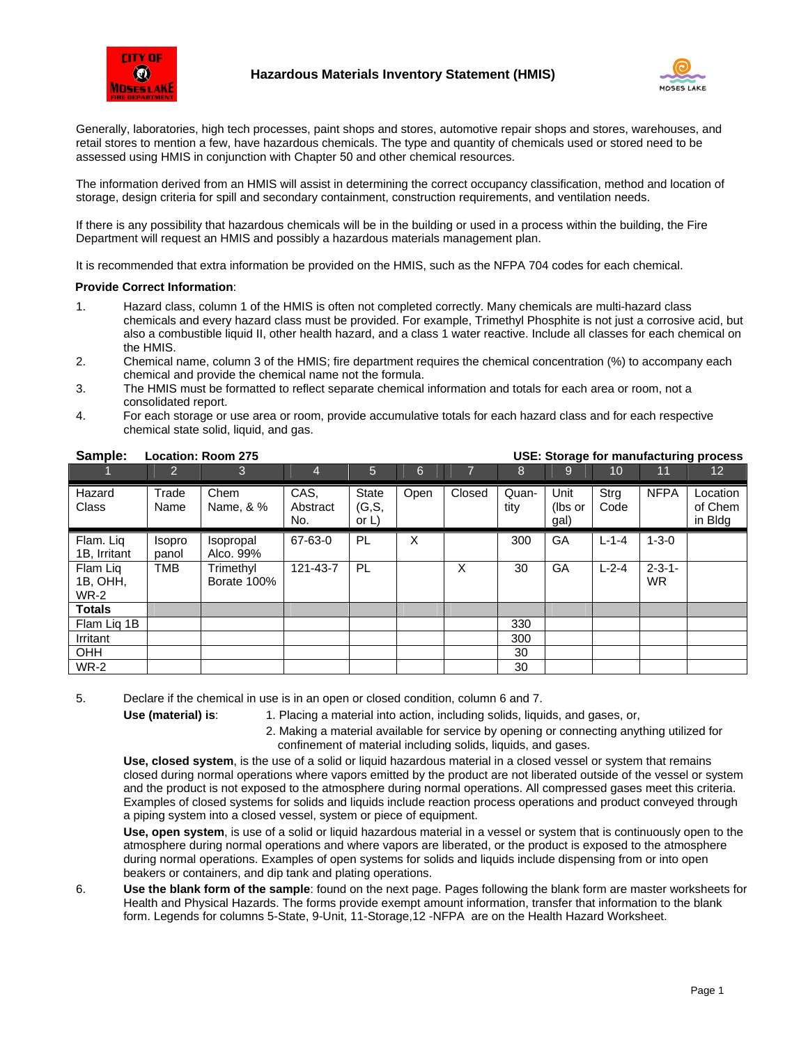# Hazardous Materials Inventory Statement (HMIS)

Generally, laboratories, high tech processes, paint shops and stores, automotive repair shops and stores, warehouses, and retail stores to mention a few, have hazardous chemicals. The type and quantity of chemicals used or stored need to be assessed using HMIS in conjunction with Chapter 50 and other chemical resources.

The information derived from an HMIS will assist in determining the correct occupancy classification, method and location of storage, design criteria for spill and secondary containment, construction requirements, and ventilation needs.

If there is any possibility that hazardous chemicals will be in the building or used in a process within the building, the Fire Department will request an HMIS and possibly a hazardous materials management plan.

It is recommended that extra information be provided on the HMIS, such as the NFPA 704 codes for each chemical.

**Provide Correct Information**:

1. Hazard class, column 1 of the HMIS is often not completed correctly. Many chemicals are multi-hazard class chemicals and every hazard class must be provided. For example, Trimethyl Phosphite is not just a corrosive acid, but also a combustible liquid II, other health hazard, and a class 1 water reactive. Include all classes for each chemical on the HMIS.
2. Chemical name, column 3 of the HMIS; fire department requires the chemical concentration (%) to accompany each chemical and provide the chemical name not the formula.
3. The HMIS must be formatted to reflect separate chemical information and totals for each area or room, not a consolidated report.
4. For each storage or use area or room, provide accumulative totals for each hazard class and for each respective chemical state solid, liquid, and gas.

**Sample: Location: Room 275** **USE: Storage for manufacturing process**

| 1 | 2 | 3 | 4 | 5 | 6 | 7 | 8 | 9 | 10 | 11 | 12 |
|---|---|---|---|---|---|---|---|---|---|---|---|
| Hazard Class | Trade Name | Chem Name, & % | CAS, Abstract No. | State (G,S, or L) | Open | Closed | Quan-tity | Unit (lbs or gal) | Strg Code | NFPA | Location of Chem in Bldg |
| Flam. Liq 1B, Irritant | Isopro panol | Isopropal Alco. 99% | 67-63-0 | PL | X | | 300 | GA | L-1-4 | 1-3-0 | |
| Flam Liq 1B, OHH, WR-2 | TMB | Trimethyl Borate 100% | 121-43-7 | PL | | X | 30 | GA | L-2-4 | 2-3-1-WR | |
| **Totals** | | | | | | | | | | | |
| Flam Liq 1B | | | | | | | 330 | | | | |
| Irritant | | | | | | | 300 | | | | |
| OHH | | | | | | | 30 | | | | |
| WR-2 | | | | | | | 30 | | | | |

5. Declare if the chemical in use is in an open or closed condition, column 6 and 7.

   **Use (material) is**:
   1. Placing a material into action, including solids, liquids, and gases, or,
   2. Making a material available for service by opening or connecting anything utilized for confinement of material including solids, liquids, and gases.

   **Use, closed system**, is the use of a solid or liquid hazardous material in a closed vessel or system that remains closed during normal operations where vapors emitted by the product are not liberated outside of the vessel or system and the product is not exposed to the atmosphere during normal operations. All compressed gases meet this criteria. Examples of closed systems for solids and liquids include reaction process operations and product conveyed through a piping system into a closed vessel, system or piece of equipment.

   **Use, open system**, is use of a solid or liquid hazardous material in a vessel or system that is continuously open to the atmosphere during normal operations and where vapors are liberated, or the product is exposed to the atmosphere during normal operations. Examples of open systems for solids and liquids include dispensing from or into open beakers or containers, and dip tank and plating operations.

6. **Use the blank form of the sample**: found on the next page. Pages following the blank form are master worksheets for Health and Physical Hazards. The forms provide exempt amount information, transfer that information to the blank form. Legends for columns 5-State, 9-Unit, 11-Storage,12 -NFPA are on the Health Hazard Worksheet.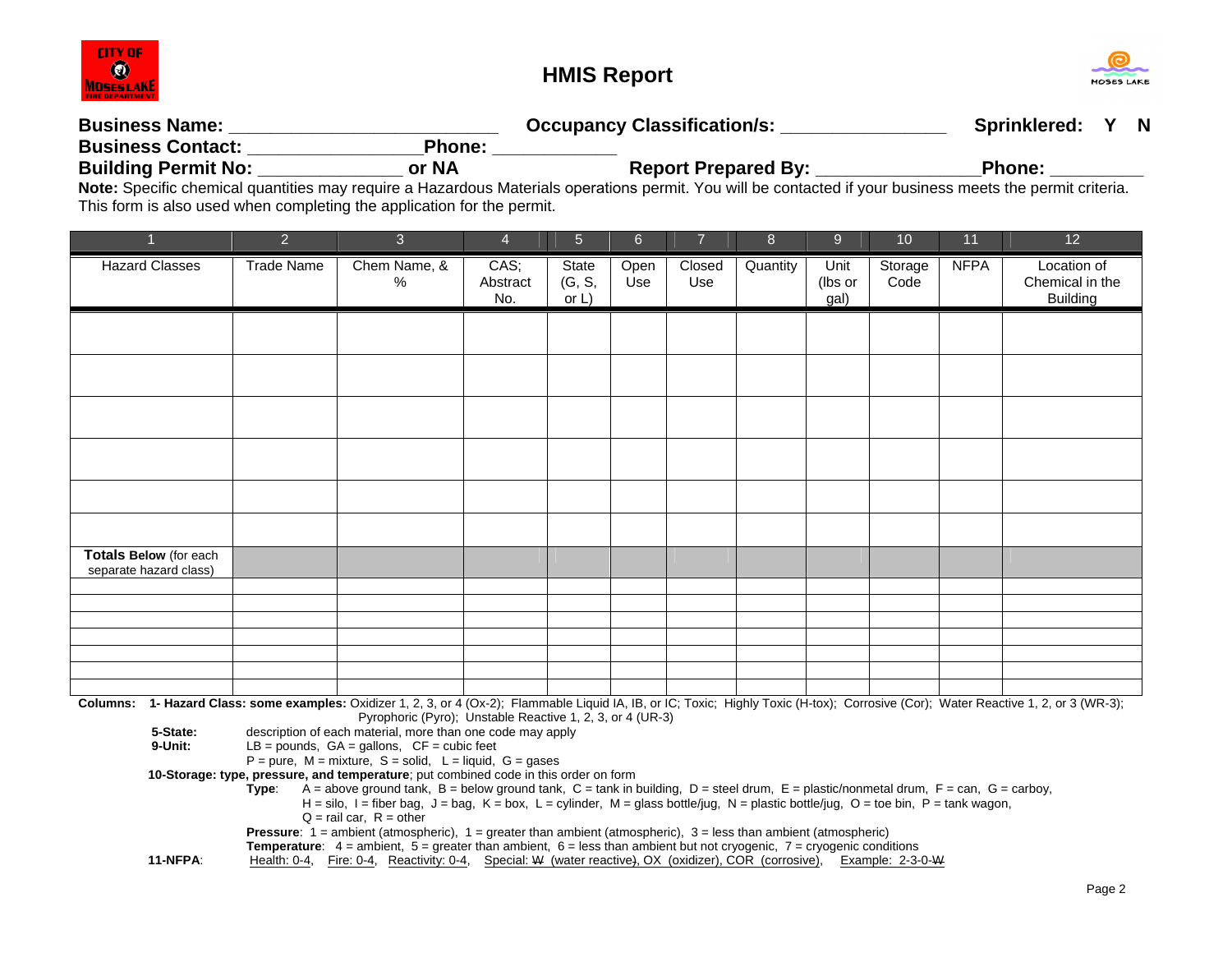# HMIS Report

**Business Name:** _________________________ **Occupancy Classification/s:** ________________ **Sprinklered: Y N**

**Business Contact:** ________________**Phone:** ____________

**Building Permit No:** ______________ **or NA** **Report Prepared By:** ________________**Phone:** _________

**Note:** Specific chemical quantities may require a Hazardous Materials operations permit. You will be contacted if your business meets the permit criteria. This form is also used when completing the application for the permit.

| 1 | 2 | 3 | 4 | 5 | 6 | 7 | 8 | 9 | 10 | 11 | 12 |
|---|---|---|---|---|---|---|---|---|---|---|---|
| Hazard Classes | Trade Name | Chem Name, & % | CAS; Abstract No. | State (G, S, or L) | Open Use | Closed Use | Quantity | Unit (lbs or gal) | Storage Code | NFPA | Location of Chemical in the Building |
| | | | | | | | | | | | |
| | | | | | | | | | | | |
| | | | | | | | | | | | |
| | | | | | | | | | | | |
| | | | | | | | | | | | |
| | | | | | | | | | | | |
| **Totals Below** (for each separate hazard class) | | | | | | | | | | | |
| | | | | | | | | | | | |
| | | | | | | | | | | | |
| | | | | | | | | | | | |
| | | | | | | | | | | | |
| | | | | | | | | | | | |
| | | | | | | | | | | | |
| | | | | | | | | | | | |

**Columns:** **1- Hazard Class: some examples:** Oxidizer 1, 2, 3, or 4 (Ox-2); Flammable Liquid IA, IB, or IC; Toxic; Highly Toxic (H-tox); Corrosive (Cor); Water Reactive 1, 2, or 3 (WR-3); Pyrophoric (Pyro); Unstable Reactive 1, 2, 3, or 4 (UR-3)

**5-State:** description of each material, more than one code may apply

**9-Unit:** LB = pounds, GA = gallons, CF = cubic feet

P = pure, M = mixture, S = solid, L = liquid, G = gases

**10-Storage: type, pressure, and temperature**; put combined code in this order on form

**Type**: A = above ground tank, B = below ground tank, C = tank in building, D = steel drum, E = plastic/nonmetal drum, F = can, G = carboy, H = silo, I = fiber bag, J = bag, K = box, L = cylinder, M = glass bottle/jug, N = plastic bottle/jug, O = toe bin, P = tank wagon, Q = rail car, R = other

**Pressure**: 1 = ambient (atmospheric), 1 = greater than ambient (atmospheric), 3 = less than ambient (atmospheric)

**Temperature**: 4 = ambient, 5 = greater than ambient, 6 = less than ambient but not cryogenic, 7 = cryogenic conditions

**11-NFPA**: Health: 0-4, Fire: 0-4, Reactivity: 0-4, Special: ~~W~~ (water reactive), OX (oxidizer), COR (corrosive), Example: 2-3-0-~~W~~